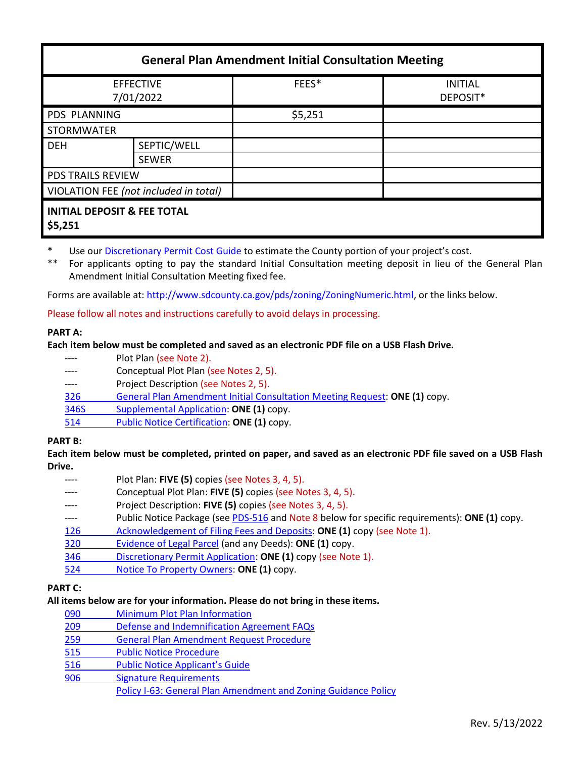# General Plan Amendment Initial Consultation Meeting

| EFFECTIVE 7/01/2022 | | FEES* | INITIAL DEPOSIT* |
|---|---|---|---|
| PDS PLANNING | | $5,251 | |
| STORMWATER | | | |
| DEH | SEPTIC/WELL | | |
| | SEWER | | |
| PDS TRAILS REVIEW | | | |
| VIOLATION FEE *(not included in total)* | | | |
| **INITIAL DEPOSIT & FEE TOTAL** **$5,251** | | | |

\* Use our Discretionary Permit Cost Guide to estimate the County portion of your project's cost.

\*\* For applicants opting to pay the standard Initial Consultation meeting deposit in lieu of the General Plan Amendment Initial Consultation Meeting fixed fee.

Forms are available at: http://www.sdcounty.ca.gov/pds/zoning/ZoningNumeric.html, or the links below.

Please follow all notes and instructions carefully to avoid delays in processing.

**PART A:**

**Each item below must be completed and saved as an electronic PDF file on a USB Flash Drive.**

- ---- Plot Plan (see Note 2).
- ---- Conceptual Plot Plan (see Notes 2, 5).
- ---- Project Description (see Notes 2, 5).
- 326 General Plan Amendment Initial Consultation Meeting Request: **ONE (1)** copy.
- 346S Supplemental Application: **ONE (1)** copy.
- 514 Public Notice Certification: **ONE (1)** copy.

**PART B:**

**Each item below must be completed, printed on paper, and saved as an electronic PDF file saved on a USB Flash Drive.**

- ---- Plot Plan: **FIVE (5)** copies (see Notes 3, 4, 5).
- ---- Conceptual Plot Plan: **FIVE (5)** copies (see Notes 3, 4, 5).
- ---- Project Description: **FIVE (5)** copies (see Notes 3, 4, 5).
- ---- Public Notice Package (see PDS-516 and Note 8 below for specific requirements): **ONE (1)** copy.
- 126 Acknowledgement of Filing Fees and Deposits: **ONE (1)** copy (see Note 1).
- 320 Evidence of Legal Parcel (and any Deeds): **ONE (1)** copy.
- 346 Discretionary Permit Application: **ONE (1)** copy (see Note 1).
- 524 Notice To Property Owners: **ONE (1)** copy.

**PART C:**

**All items below are for your information. Please do not bring in these items.**

- 090 Minimum Plot Plan Information
- 209 Defense and Indemnification Agreement FAQs
- 259 General Plan Amendment Request Procedure
- 515 Public Notice Procedure
- 516 Public Notice Applicant's Guide
- 906 Signature Requirements
- Policy I-63: General Plan Amendment and Zoning Guidance Policy

Rev. 5/13/2022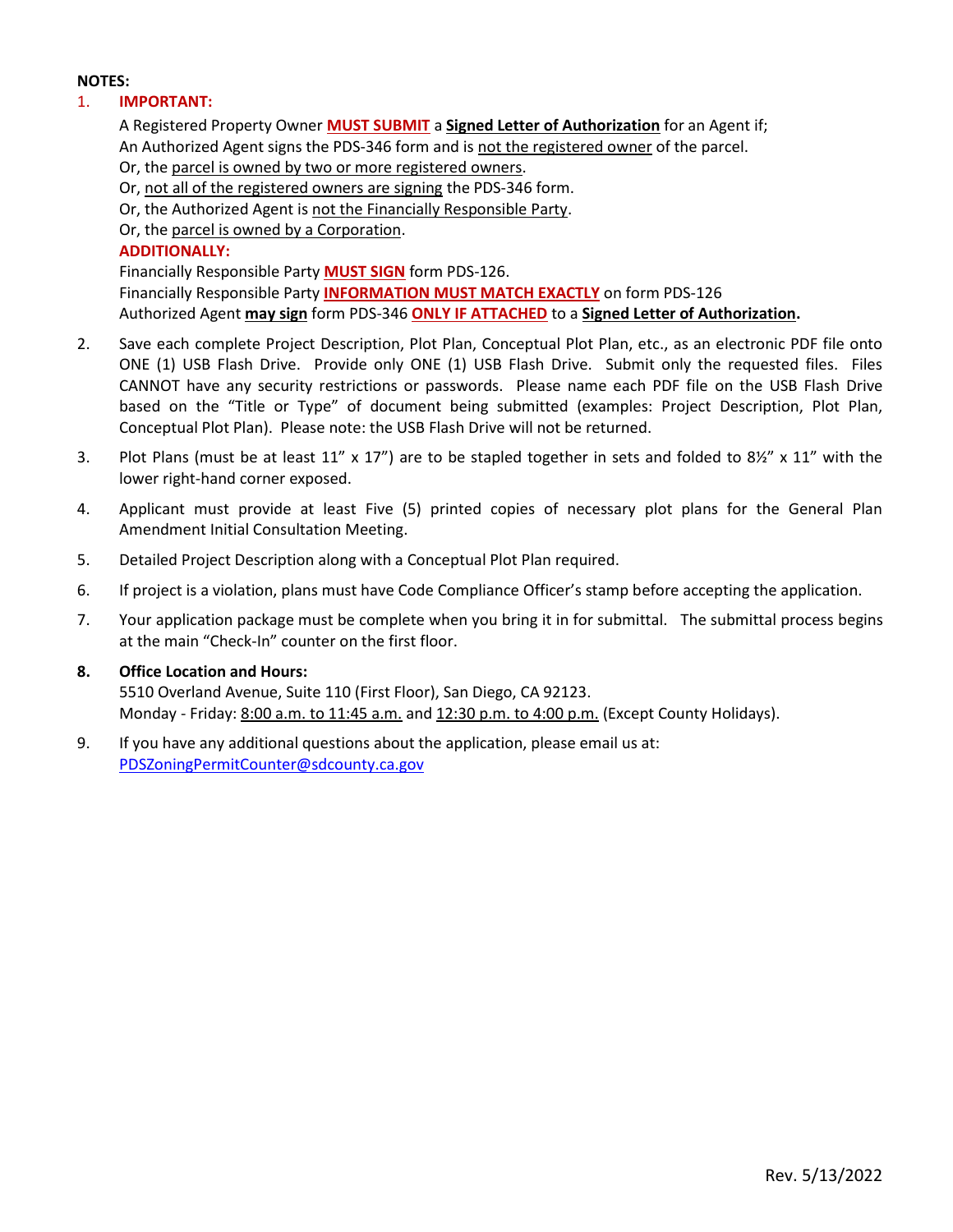**NOTES:**

1. **IMPORTANT:**

   A Registered Property Owner **MUST SUBMIT** a **Signed Letter of Authorization** for an Agent if;
   An Authorized Agent signs the PDS-346 form and is not the registered owner of the parcel.
   Or, the parcel is owned by two or more registered owners.
   Or, not all of the registered owners are signing the PDS-346 form.
   Or, the Authorized Agent is not the Financially Responsible Party.
   Or, the parcel is owned by a Corporation.

   **ADDITIONALLY:**

   Financially Responsible Party **MUST SIGN** form PDS-126.
   Financially Responsible Party **INFORMATION MUST MATCH EXACTLY** on form PDS-126
   Authorized Agent **may sign** form PDS-346 **ONLY IF ATTACHED** to a **Signed Letter of Authorization.**

2. Save each complete Project Description, Plot Plan, Conceptual Plot Plan, etc., as an electronic PDF file onto ONE (1) USB Flash Drive. Provide only ONE (1) USB Flash Drive. Submit only the requested files. Files CANNOT have any security restrictions or passwords. Please name each PDF file on the USB Flash Drive based on the "Title or Type" of document being submitted (examples: Project Description, Plot Plan, Conceptual Plot Plan). Please note: the USB Flash Drive will not be returned.

3. Plot Plans (must be at least 11" x 17") are to be stapled together in sets and folded to 8½" x 11" with the lower right-hand corner exposed.

4. Applicant must provide at least Five (5) printed copies of necessary plot plans for the General Plan Amendment Initial Consultation Meeting.

5. Detailed Project Description along with a Conceptual Plot Plan required.

6. If project is a violation, plans must have Code Compliance Officer's stamp before accepting the application.

7. Your application package must be complete when you bring it in for submittal. The submittal process begins at the main "Check-In" counter on the first floor.

8. **Office Location and Hours:**
   5510 Overland Avenue, Suite 110 (First Floor), San Diego, CA 92123.
   Monday - Friday: 8:00 a.m. to 11:45 a.m. and 12:30 p.m. to 4:00 p.m. (Except County Holidays).

9. If you have any additional questions about the application, please email us at:
   PDSZoningPermitCounter@sdcounty.ca.gov

Rev. 5/13/2022